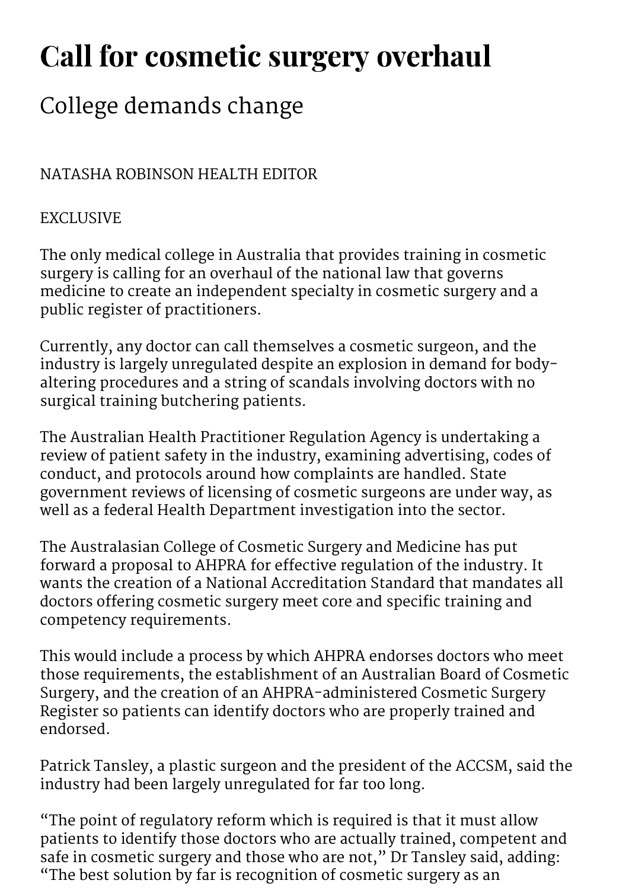# Call for cosmetic surgery overhaul

## College demands change

NATASHA ROBINSON HEALTH EDITOR

EXCLUSIVE

The only medical college in Australia that provides training in cosmetic surgery is calling for an overhaul of the national law that governs medicine to create an independent specialty in cosmetic surgery and a public register of practitioners.

Currently, any doctor can call themselves a cosmetic surgeon, and the industry is largely unregulated despite an explosion in demand for body-altering procedures and a string of scandals involving doctors with no surgical training butchering patients.

The Australian Health Practitioner Regulation Agency is undertaking a review of patient safety in the industry, examining advertising, codes of conduct, and protocols around how complaints are handled. State government reviews of licensing of cosmetic surgeons are under way, as well as a federal Health Department investigation into the sector.

The Australasian College of Cosmetic Surgery and Medicine has put forward a proposal to AHPRA for effective regulation of the industry. It wants the creation of a National Accreditation Standard that mandates all doctors offering cosmetic surgery meet core and specific training and competency requirements.

This would include a process by which AHPRA endorses doctors who meet those requirements, the establishment of an Australian Board of Cosmetic Surgery, and the creation of an AHPRA-administered Cosmetic Surgery Register so patients can identify doctors who are properly trained and endorsed.

Patrick Tansley, a plastic surgeon and the president of the ACCSM, said the industry had been largely unregulated for far too long.

"The point of regulatory reform which is required is that it must allow patients to identify those doctors who are actually trained, competent and safe in cosmetic surgery and those who are not," Dr Tansley said, adding: "The best solution by far is recognition of cosmetic surgery as an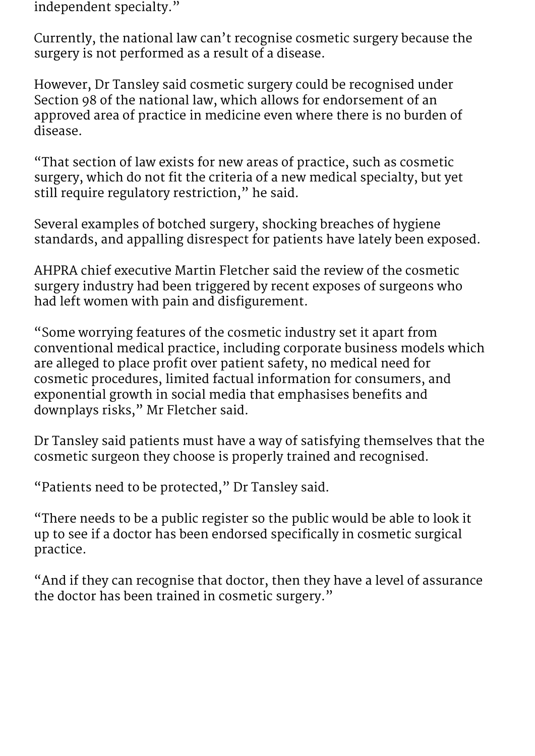independent specialty."

Currently, the national law can't recognise cosmetic surgery because the surgery is not performed as a result of a disease.

However, Dr Tansley said cosmetic surgery could be recognised under Section 98 of the national law, which allows for endorsement of an approved area of practice in medicine even where there is no burden of disease.

"That section of law exists for new areas of practice, such as cosmetic surgery, which do not fit the criteria of a new medical specialty, but yet still require regulatory restriction," he said.

Several examples of botched surgery, shocking breaches of hygiene standards, and appalling disrespect for patients have lately been exposed.

AHPRA chief executive Martin Fletcher said the review of the cosmetic surgery industry had been triggered by recent exposes of surgeons who had left women with pain and disfigurement.

"Some worrying features of the cosmetic industry set it apart from conventional medical practice, including corporate business models which are alleged to place profit over patient safety, no medical need for cosmetic procedures, limited factual information for consumers, and exponential growth in social media that emphasises benefits and downplays risks," Mr Fletcher said.

Dr Tansley said patients must have a way of satisfying themselves that the cosmetic surgeon they choose is properly trained and recognised.

"Patients need to be protected," Dr Tansley said.

"There needs to be a public register so the public would be able to look it up to see if a doctor has been endorsed specifically in cosmetic surgical practice.

"And if they can recognise that doctor, then they have a level of assurance the doctor has been trained in cosmetic surgery."